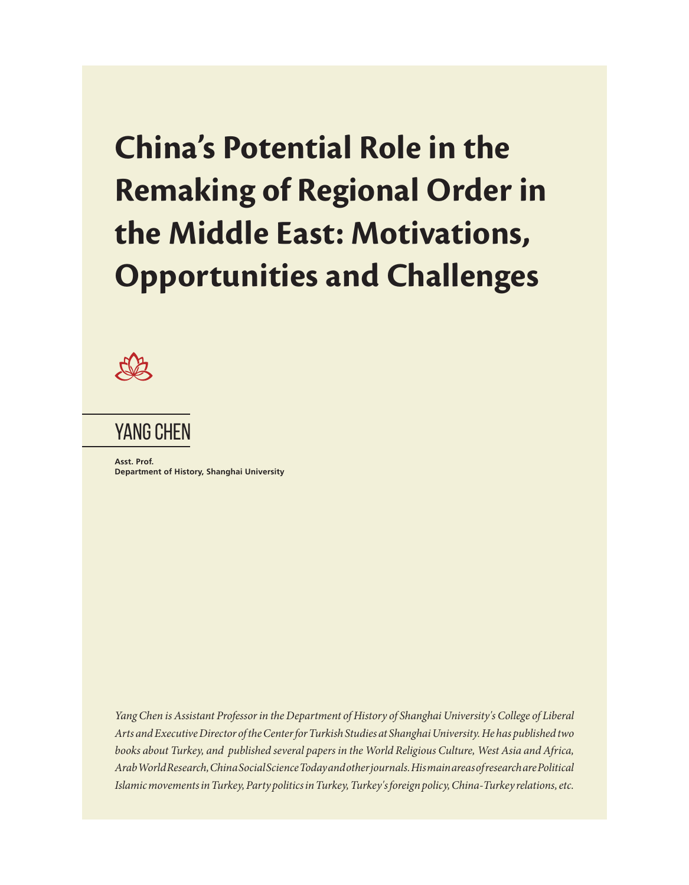# China's Potential Role in the Remaking of Regional Order in the Middle East: Motivations, Opportunities and Challenges

## YANG CHEN

**Asst. Prof.**
**Department of History, Shanghai University**

*Yang Chen is Assistant Professor in the Department of History of Shanghai University's College of Liberal Arts and Executive Director of the Center for Turkish Studies at Shanghai University. He has published two books about Turkey, and published several papers in the World Religious Culture, West Asia and Africa, Arab World Research, China Social Science Today and other journals. His main areas of research are Political Islamic movements in Turkey, Party politics in Turkey, Turkey's foreign policy, China-Turkey relations, etc.*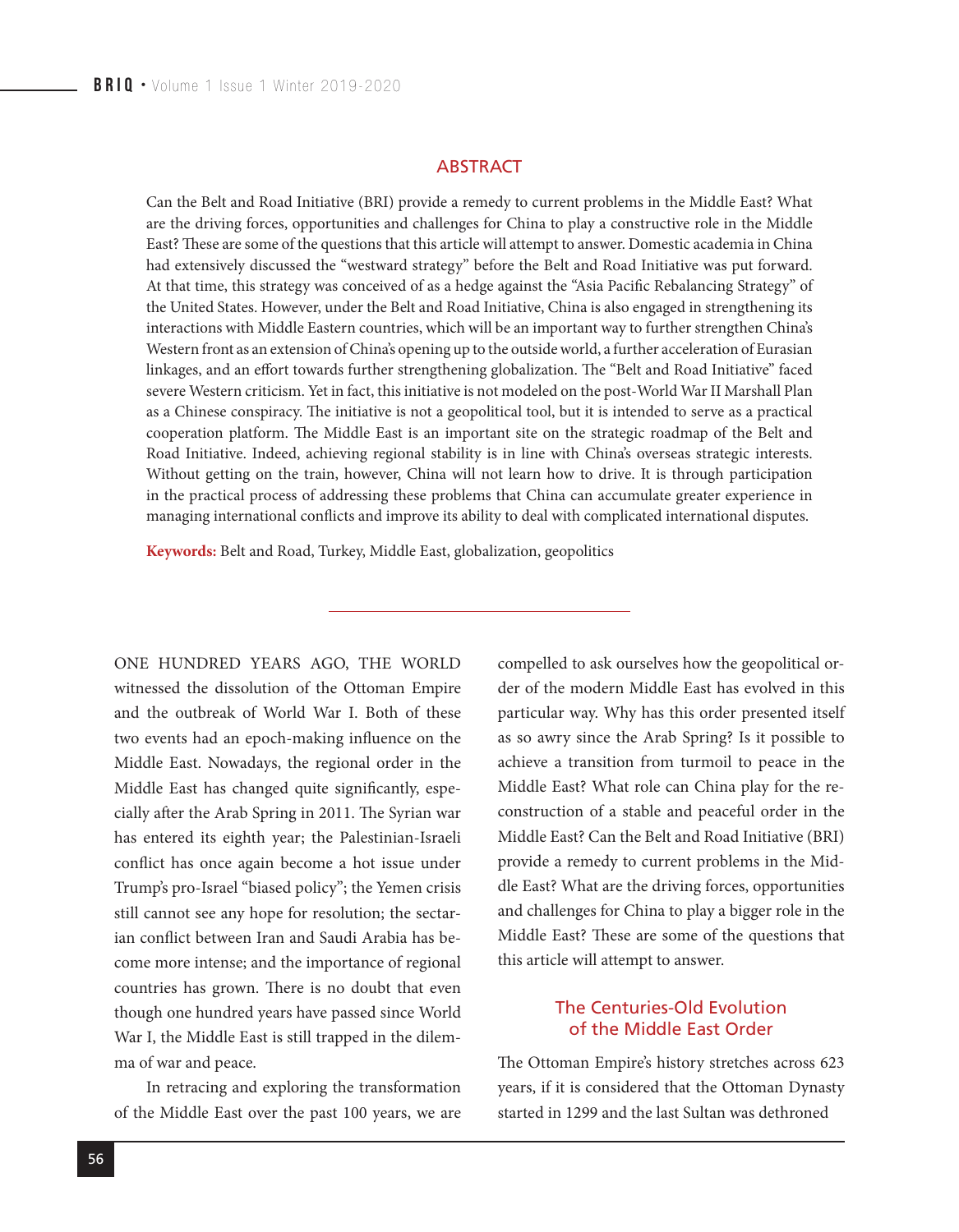## ABSTRACT

Can the Belt and Road Initiative (BRI) provide a remedy to current problems in the Middle East? What are the driving forces, opportunities and challenges for China to play a constructive role in the Middle East? These are some of the questions that this article will attempt to answer. Domestic academia in China had extensively discussed the "westward strategy" before the Belt and Road Initiative was put forward. At that time, this strategy was conceived of as a hedge against the "Asia Pacific Rebalancing Strategy" of the United States. However, under the Belt and Road Initiative, China is also engaged in strengthening its interactions with Middle Eastern countries, which will be an important way to further strengthen China's Western front as an extension of China's opening up to the outside world, a further acceleration of Eurasian linkages, and an effort towards further strengthening globalization. The "Belt and Road Initiative" faced severe Western criticism. Yet in fact, this initiative is not modeled on the post-World War II Marshall Plan as a Chinese conspiracy. The initiative is not a geopolitical tool, but it is intended to serve as a practical cooperation platform. The Middle East is an important site on the strategic roadmap of the Belt and Road Initiative. Indeed, achieving regional stability is in line with China's overseas strategic interests. Without getting on the train, however, China will not learn how to drive. It is through participation in the practical process of addressing these problems that China can accumulate greater experience in managing international conflicts and improve its ability to deal with complicated international disputes.

**Keywords:** Belt and Road, Turkey, Middle East, globalization, geopolitics

---

ONE HUNDRED YEARS AGO, THE WORLD witnessed the dissolution of the Ottoman Empire and the outbreak of World War I. Both of these two events had an epoch-making influence on the Middle East. Nowadays, the regional order in the Middle East has changed quite significantly, especially after the Arab Spring in 2011. The Syrian war has entered its eighth year; the Palestinian-Israeli conflict has once again become a hot issue under Trump's pro-Israel "biased policy"; the Yemen crisis still cannot see any hope for resolution; the sectarian conflict between Iran and Saudi Arabia has become more intense; and the importance of regional countries has grown. There is no doubt that even though one hundred years have passed since World War I, the Middle East is still trapped in the dilemma of war and peace.

In retracing and exploring the transformation of the Middle East over the past 100 years, we are compelled to ask ourselves how the geopolitical order of the modern Middle East has evolved in this particular way. Why has this order presented itself as so awry since the Arab Spring? Is it possible to achieve a transition from turmoil to peace in the Middle East? What role can China play for the reconstruction of a stable and peaceful order in the Middle East? Can the Belt and Road Initiative (BRI) provide a remedy to current problems in the Middle East? What are the driving forces, opportunities and challenges for China to play a bigger role in the Middle East? These are some of the questions that this article will attempt to answer.

## The Centuries-Old Evolution of the Middle East Order

The Ottoman Empire's history stretches across 623 years, if it is considered that the Ottoman Dynasty started in 1299 and the last Sultan was dethroned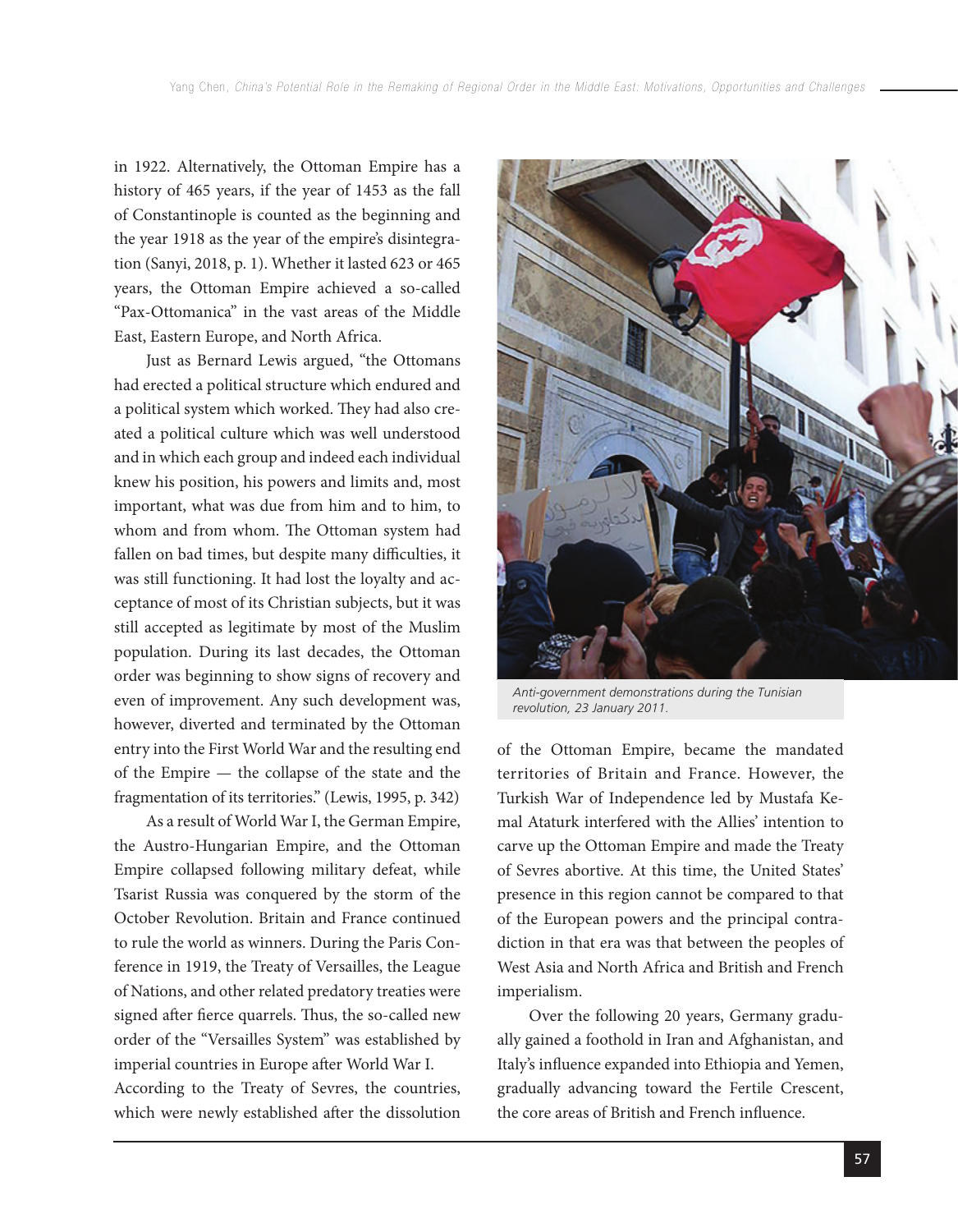in 1922. Alternatively, the Ottoman Empire has a history of 465 years, if the year of 1453 as the fall of Constantinople is counted as the beginning and the year 1918 as the year of the empire's disintegration (Sanyi, 2018, p. 1). Whether it lasted 623 or 465 years, the Ottoman Empire achieved a so-called "Pax-Ottomanica" in the vast areas of the Middle East, Eastern Europe, and North Africa.

Just as Bernard Lewis argued, "the Ottomans had erected a political structure which endured and a political system which worked. They had also created a political culture which was well understood and in which each group and indeed each individual knew his position, his powers and limits and, most important, what was due from him and to him, to whom and from whom. The Ottoman system had fallen on bad times, but despite many difficulties, it was still functioning. It had lost the loyalty and acceptance of most of its Christian subjects, but it was still accepted as legitimate by most of the Muslim population. During its last decades, the Ottoman order was beginning to show signs of recovery and even of improvement. Any such development was, however, diverted and terminated by the Ottoman entry into the First World War and the resulting end of the Empire — the collapse of the state and the fragmentation of its territories." (Lewis, 1995, p. 342)

As a result of World War I, the German Empire, the Austro-Hungarian Empire, and the Ottoman Empire collapsed following military defeat, while Tsarist Russia was conquered by the storm of the October Revolution. Britain and France continued to rule the world as winners. During the Paris Conference in 1919, the Treaty of Versailles, the League of Nations, and other related predatory treaties were signed after fierce quarrels. Thus, the so-called new order of the "Versailles System" was established by imperial countries in Europe after World War I. According to the Treaty of Sevres, the countries, which were newly established after the dissolution of the Ottoman Empire, became the mandated territories of Britain and France. However, the Turkish War of Independence led by Mustafa Kemal Ataturk interfered with the Allies' intention to carve up the Ottoman Empire and made the Treaty of Sevres abortive. At this time, the United States' presence in this region cannot be compared to that of the European powers and the principal contradiction in that era was that between the peoples of West Asia and North Africa and British and French imperialism.

*Anti-government demonstrations during the Tunisian revolution, 23 January 2011.*

Over the following 20 years, Germany gradually gained a foothold in Iran and Afghanistan, and Italy's influence expanded into Ethiopia and Yemen, gradually advancing toward the Fertile Crescent, the core areas of British and French influence.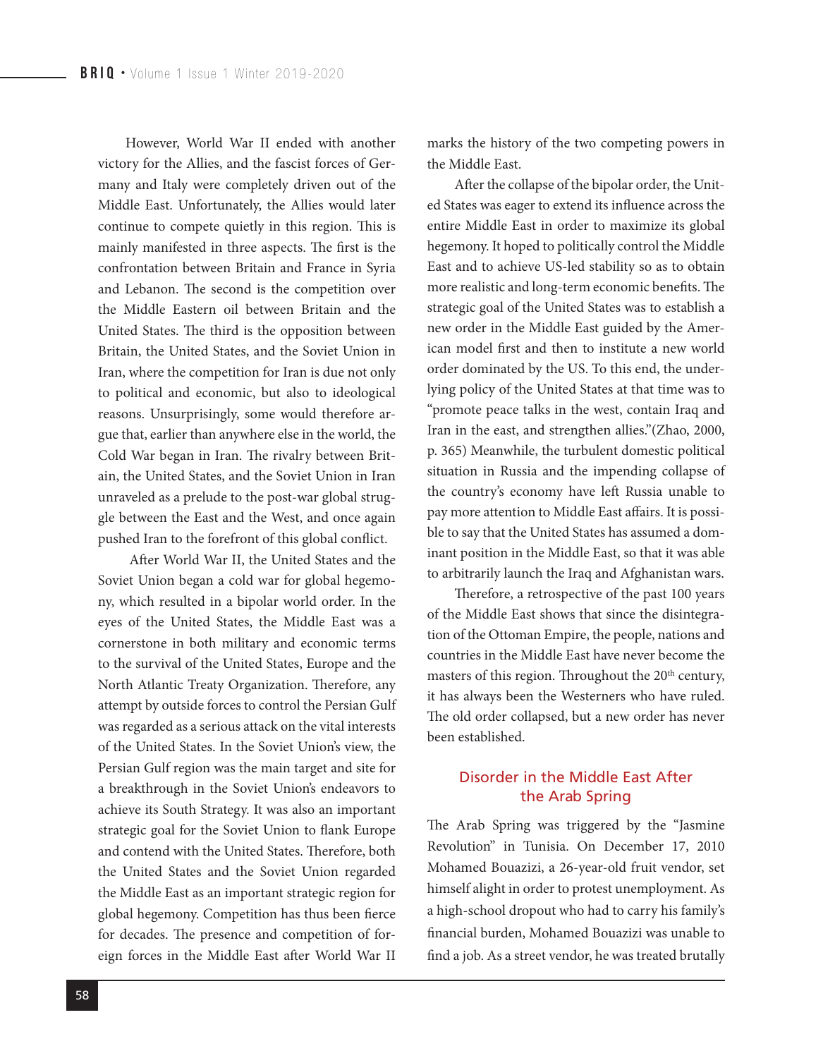However, World War II ended with another victory for the Allies, and the fascist forces of Germany and Italy were completely driven out of the Middle East. Unfortunately, the Allies would later continue to compete quietly in this region. This is mainly manifested in three aspects. The first is the confrontation between Britain and France in Syria and Lebanon. The second is the competition over the Middle Eastern oil between Britain and the United States. The third is the opposition between Britain, the United States, and the Soviet Union in Iran, where the competition for Iran is due not only to political and economic, but also to ideological reasons. Unsurprisingly, some would therefore argue that, earlier than anywhere else in the world, the Cold War began in Iran. The rivalry between Britain, the United States, and the Soviet Union in Iran unraveled as a prelude to the post-war global struggle between the East and the West, and once again pushed Iran to the forefront of this global conflict.

After World War II, the United States and the Soviet Union began a cold war for global hegemony, which resulted in a bipolar world order. In the eyes of the United States, the Middle East was a cornerstone in both military and economic terms to the survival of the United States, Europe and the North Atlantic Treaty Organization. Therefore, any attempt by outside forces to control the Persian Gulf was regarded as a serious attack on the vital interests of the United States. In the Soviet Union's view, the Persian Gulf region was the main target and site for a breakthrough in the Soviet Union's endeavors to achieve its South Strategy. It was also an important strategic goal for the Soviet Union to flank Europe and contend with the United States. Therefore, both the United States and the Soviet Union regarded the Middle East as an important strategic region for global hegemony. Competition has thus been fierce for decades. The presence and competition of foreign forces in the Middle East after World War II marks the history of the two competing powers in the Middle East.

After the collapse of the bipolar order, the United States was eager to extend its influence across the entire Middle East in order to maximize its global hegemony. It hoped to politically control the Middle East and to achieve US-led stability so as to obtain more realistic and long-term economic benefits. The strategic goal of the United States was to establish a new order in the Middle East guided by the American model first and then to institute a new world order dominated by the US. To this end, the underlying policy of the United States at that time was to "promote peace talks in the west, contain Iraq and Iran in the east, and strengthen allies."(Zhao, 2000, p. 365) Meanwhile, the turbulent domestic political situation in Russia and the impending collapse of the country's economy have left Russia unable to pay more attention to Middle East affairs. It is possible to say that the United States has assumed a dominant position in the Middle East, so that it was able to arbitrarily launch the Iraq and Afghanistan wars.

Therefore, a retrospective of the past 100 years of the Middle East shows that since the disintegration of the Ottoman Empire, the people, nations and countries in the Middle East have never become the masters of this region. Throughout the 20th century, it has always been the Westerners who have ruled. The old order collapsed, but a new order has never been established.

## Disorder in the Middle East After the Arab Spring

The Arab Spring was triggered by the "Jasmine Revolution" in Tunisia. On December 17, 2010 Mohamed Bouazizi, a 26-year-old fruit vendor, set himself alight in order to protest unemployment. As a high-school dropout who had to carry his family's financial burden, Mohamed Bouazizi was unable to find a job. As a street vendor, he was treated brutally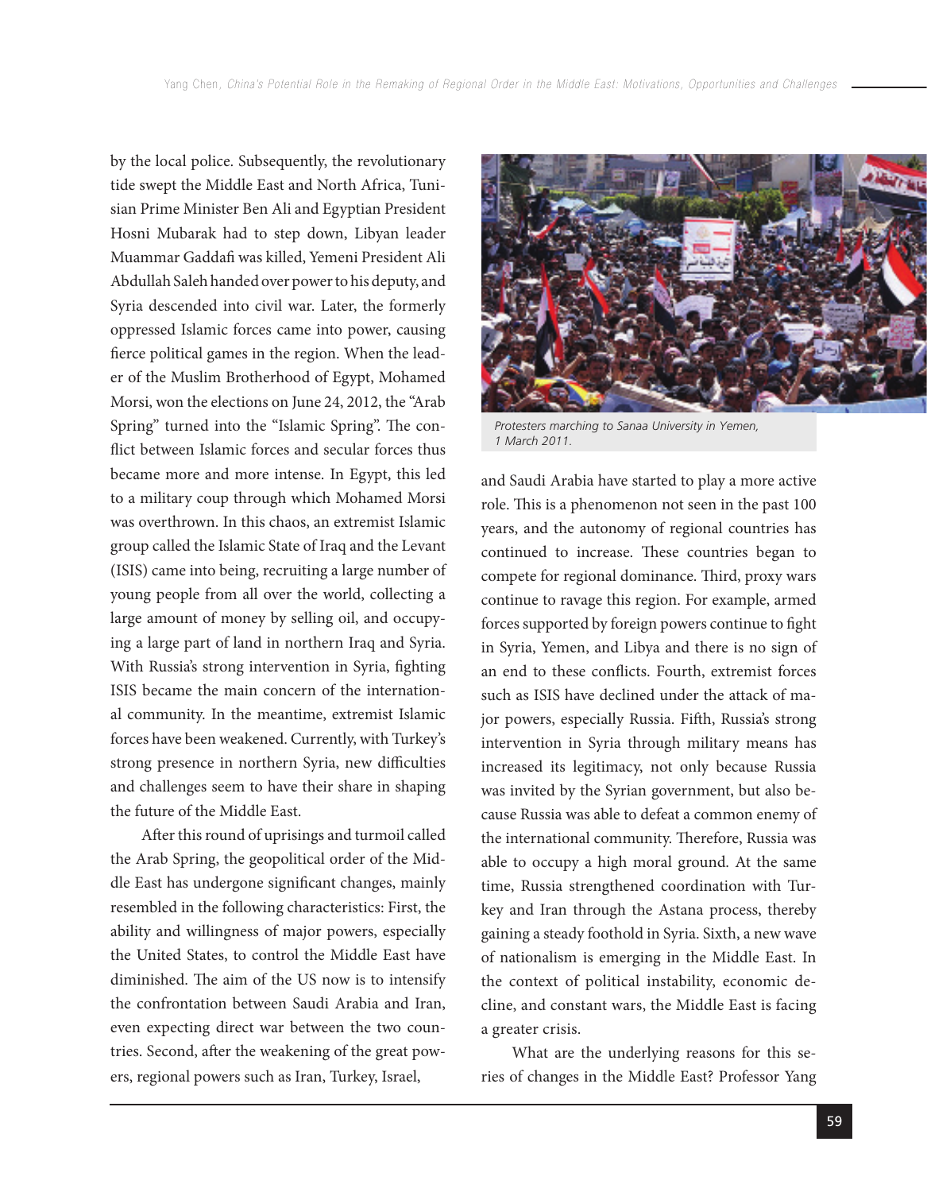by the local police. Subsequently, the revolutionary tide swept the Middle East and North Africa, Tunisian Prime Minister Ben Ali and Egyptian President Hosni Mubarak had to step down, Libyan leader Muammar Gaddafi was killed, Yemeni President Ali Abdullah Saleh handed over power to his deputy, and Syria descended into civil war. Later, the formerly oppressed Islamic forces came into power, causing fierce political games in the region. When the leader of the Muslim Brotherhood of Egypt, Mohamed Morsi, won the elections on June 24, 2012, the "Arab Spring" turned into the "Islamic Spring". The conflict between Islamic forces and secular forces thus became more and more intense. In Egypt, this led to a military coup through which Mohamed Morsi was overthrown. In this chaos, an extremist Islamic group called the Islamic State of Iraq and the Levant (ISIS) came into being, recruiting a large number of young people from all over the world, collecting a large amount of money by selling oil, and occupying a large part of land in northern Iraq and Syria. With Russia's strong intervention in Syria, fighting ISIS became the main concern of the international community. In the meantime, extremist Islamic forces have been weakened. Currently, with Turkey's strong presence in northern Syria, new difficulties and challenges seem to have their share in shaping the future of the Middle East.

After this round of uprisings and turmoil called the Arab Spring, the geopolitical order of the Middle East has undergone significant changes, mainly resembled in the following characteristics: First, the ability and willingness of major powers, especially the United States, to control the Middle East have diminished. The aim of the US now is to intensify the confrontation between Saudi Arabia and Iran, even expecting direct war between the two countries. Second, after the weakening of the great powers, regional powers such as Iran, Turkey, Israel, and Saudi Arabia have started to play a more active role. This is a phenomenon not seen in the past 100 years, and the autonomy of regional countries has continued to increase. These countries began to compete for regional dominance. Third, proxy wars continue to ravage this region. For example, armed forces supported by foreign powers continue to fight in Syria, Yemen, and Libya and there is no sign of an end to these conflicts. Fourth, extremist forces such as ISIS have declined under the attack of major powers, especially Russia. Fifth, Russia's strong intervention in Syria through military means has increased its legitimacy, not only because Russia was invited by the Syrian government, but also because Russia was able to defeat a common enemy of the international community. Therefore, Russia was able to occupy a high moral ground. At the same time, Russia strengthened coordination with Turkey and Iran through the Astana process, thereby gaining a steady foothold in Syria. Sixth, a new wave of nationalism is emerging in the Middle East. In the context of political instability, economic decline, and constant wars, the Middle East is facing a greater crisis.

*Protesters marching to Sanaa University in Yemen, 1 March 2011.*

What are the underlying reasons for this series of changes in the Middle East? Professor Yang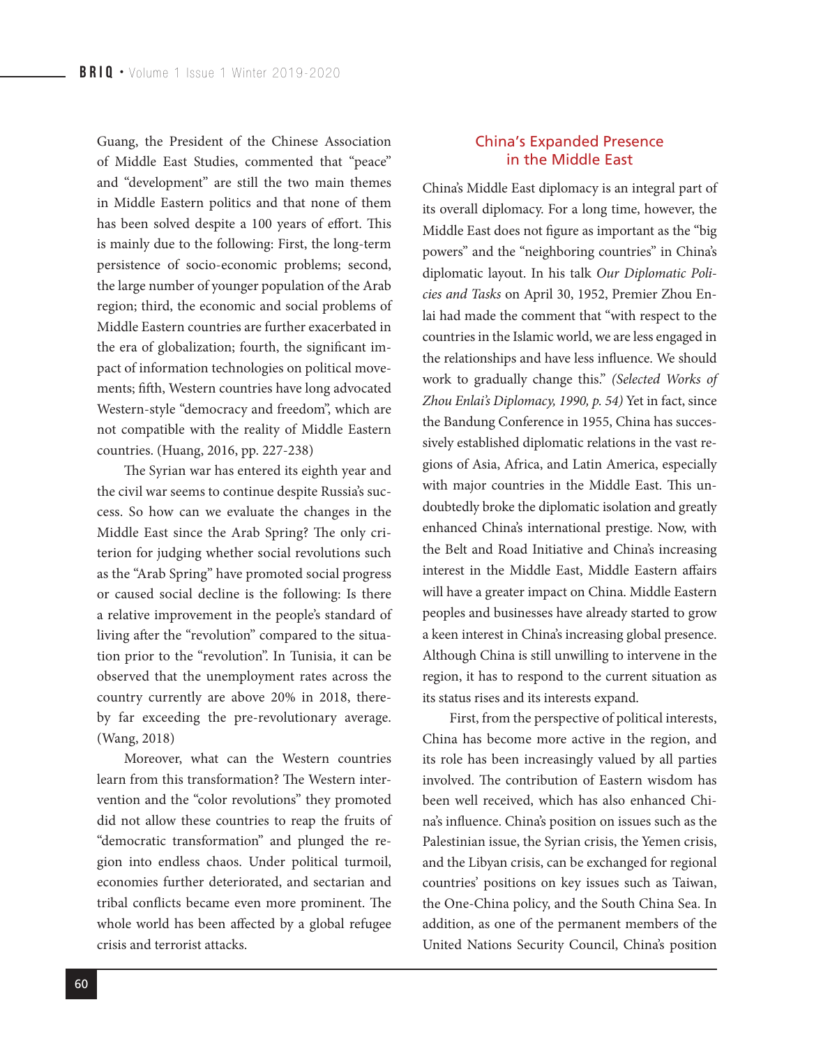Guang, the President of the Chinese Association of Middle East Studies, commented that "peace" and "development" are still the two main themes in Middle Eastern politics and that none of them has been solved despite a 100 years of effort. This is mainly due to the following: First, the long-term persistence of socio-economic problems; second, the large number of younger population of the Arab region; third, the economic and social problems of Middle Eastern countries are further exacerbated in the era of globalization; fourth, the significant impact of information technologies on political movements; fifth, Western countries have long advocated Western-style "democracy and freedom", which are not compatible with the reality of Middle Eastern countries. (Huang, 2016, pp. 227-238)

The Syrian war has entered its eighth year and the civil war seems to continue despite Russia's success. So how can we evaluate the changes in the Middle East since the Arab Spring? The only criterion for judging whether social revolutions such as the "Arab Spring" have promoted social progress or caused social decline is the following: Is there a relative improvement in the people's standard of living after the "revolution" compared to the situation prior to the "revolution". In Tunisia, it can be observed that the unemployment rates across the country currently are above 20% in 2018, thereby far exceeding the pre-revolutionary average. (Wang, 2018)

Moreover, what can the Western countries learn from this transformation? The Western intervention and the "color revolutions" they promoted did not allow these countries to reap the fruits of "democratic transformation" and plunged the region into endless chaos. Under political turmoil, economies further deteriorated, and sectarian and tribal conflicts became even more prominent. The whole world has been affected by a global refugee crisis and terrorist attacks.

## China's Expanded Presence in the Middle East

China's Middle East diplomacy is an integral part of its overall diplomacy. For a long time, however, the Middle East does not figure as important as the "big powers" and the "neighboring countries" in China's diplomatic layout. In his talk *Our Diplomatic Policies and Tasks* on April 30, 1952, Premier Zhou Enlai had made the comment that "with respect to the countries in the Islamic world, we are less engaged in the relationships and have less influence. We should work to gradually change this." *(Selected Works of Zhou Enlai's Diplomacy, 1990, p. 54)* Yet in fact, since the Bandung Conference in 1955, China has successively established diplomatic relations in the vast regions of Asia, Africa, and Latin America, especially with major countries in the Middle East. This undoubtedly broke the diplomatic isolation and greatly enhanced China's international prestige. Now, with the Belt and Road Initiative and China's increasing interest in the Middle East, Middle Eastern affairs will have a greater impact on China. Middle Eastern peoples and businesses have already started to grow a keen interest in China's increasing global presence. Although China is still unwilling to intervene in the region, it has to respond to the current situation as its status rises and its interests expand.

First, from the perspective of political interests, China has become more active in the region, and its role has been increasingly valued by all parties involved. The contribution of Eastern wisdom has been well received, which has also enhanced China's influence. China's position on issues such as the Palestinian issue, the Syrian crisis, the Yemen crisis, and the Libyan crisis, can be exchanged for regional countries' positions on key issues such as Taiwan, the One-China policy, and the South China Sea. In addition, as one of the permanent members of the United Nations Security Council, China's position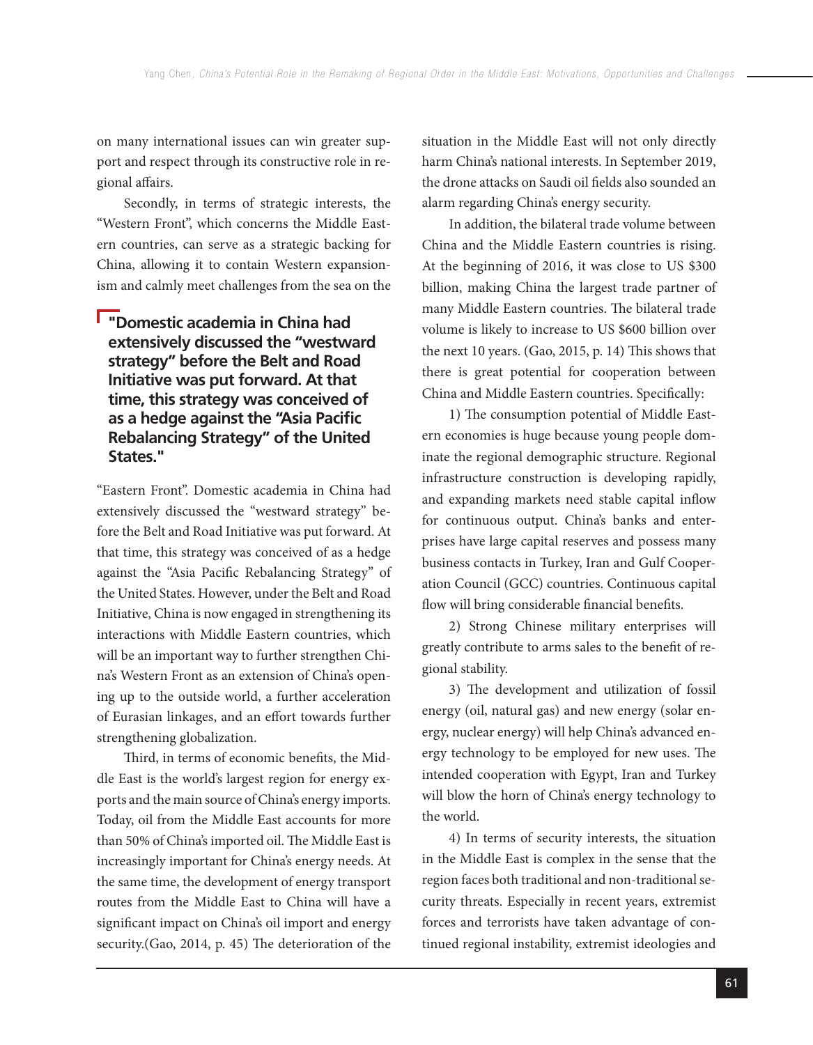on many international issues can win greater support and respect through its constructive role in regional affairs.

Secondly, in terms of strategic interests, the "Western Front", which concerns the Middle Eastern countries, can serve as a strategic backing for China, allowing it to contain Western expansionism and calmly meet challenges from the sea on the "Eastern Front". Domestic academia in China had extensively discussed the "westward strategy" before the Belt and Road Initiative was put forward. At that time, this strategy was conceived of as a hedge against the "Asia Pacific Rebalancing Strategy" of the United States. However, under the Belt and Road Initiative, China is now engaged in strengthening its interactions with Middle Eastern countries, which will be an important way to further strengthen China's Western Front as an extension of China's opening up to the outside world, a further acceleration of Eurasian linkages, and an effort towards further strengthening globalization.

> **"Domestic academia in China had extensively discussed the "westward strategy" before the Belt and Road Initiative was put forward. At that time, this strategy was conceived of as a hedge against the "Asia Pacific Rebalancing Strategy" of the United States."**

Third, in terms of economic benefits, the Middle East is the world's largest region for energy exports and the main source of China's energy imports. Today, oil from the Middle East accounts for more than 50% of China's imported oil. The Middle East is increasingly important for China's energy needs. At the same time, the development of energy transport routes from the Middle East to China will have a significant impact on China's oil import and energy security.(Gao, 2014, p. 45) The deterioration of the situation in the Middle East will not only directly harm China's national interests. In September 2019, the drone attacks on Saudi oil fields also sounded an alarm regarding China's energy security.

In addition, the bilateral trade volume between China and the Middle Eastern countries is rising. At the beginning of 2016, it was close to US $300 billion, making China the largest trade partner of many Middle Eastern countries. The bilateral trade volume is likely to increase to US $600 billion over the next 10 years. (Gao, 2015, p. 14) This shows that there is great potential for cooperation between China and Middle Eastern countries. Specifically:

1) The consumption potential of Middle Eastern economies is huge because young people dominate the regional demographic structure. Regional infrastructure construction is developing rapidly, and expanding markets need stable capital inflow for continuous output. China's banks and enterprises have large capital reserves and possess many business contacts in Turkey, Iran and Gulf Cooperation Council (GCC) countries. Continuous capital flow will bring considerable financial benefits.

2) Strong Chinese military enterprises will greatly contribute to arms sales to the benefit of regional stability.

3) The development and utilization of fossil energy (oil, natural gas) and new energy (solar energy, nuclear energy) will help China's advanced energy technology to be employed for new uses. The intended cooperation with Egypt, Iran and Turkey will blow the horn of China's energy technology to the world.

4) In terms of security interests, the situation in the Middle East is complex in the sense that the region faces both traditional and non-traditional security threats. Especially in recent years, extremist forces and terrorists have taken advantage of continued regional instability, extremist ideologies and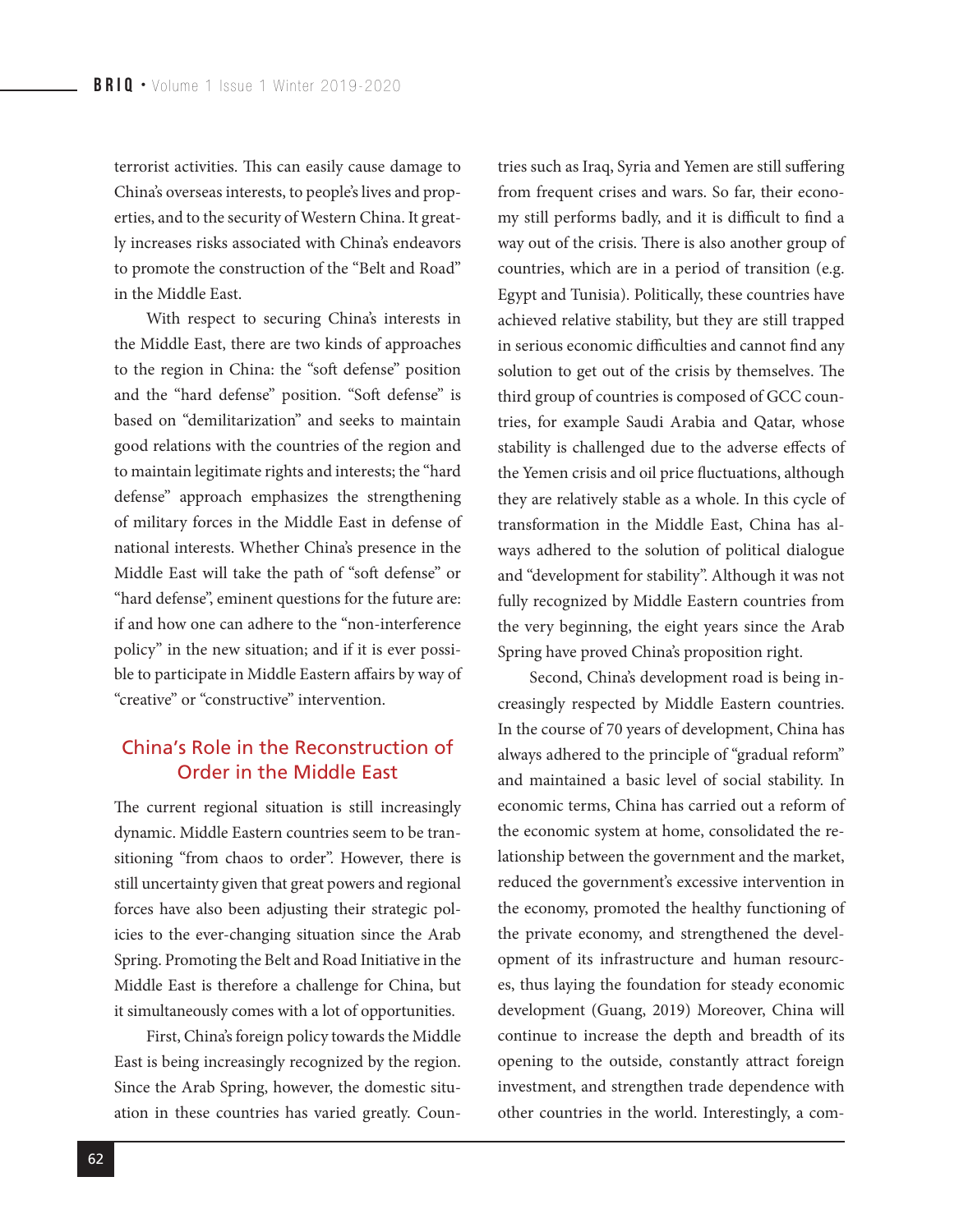terrorist activities. This can easily cause damage to China's overseas interests, to people's lives and properties, and to the security of Western China. It greatly increases risks associated with China's endeavors to promote the construction of the "Belt and Road" in the Middle East.

With respect to securing China's interests in the Middle East, there are two kinds of approaches to the region in China: the "soft defense" position and the "hard defense" position. "Soft defense" is based on "demilitarization" and seeks to maintain good relations with the countries of the region and to maintain legitimate rights and interests; the "hard defense" approach emphasizes the strengthening of military forces in the Middle East in defense of national interests. Whether China's presence in the Middle East will take the path of "soft defense" or "hard defense", eminent questions for the future are: if and how one can adhere to the "non-interference policy" in the new situation; and if it is ever possible to participate in Middle Eastern affairs by way of "creative" or "constructive" intervention.

## China's Role in the Reconstruction of Order in the Middle East

The current regional situation is still increasingly dynamic. Middle Eastern countries seem to be transitioning "from chaos to order". However, there is still uncertainty given that great powers and regional forces have also been adjusting their strategic policies to the ever-changing situation since the Arab Spring. Promoting the Belt and Road Initiative in the Middle East is therefore a challenge for China, but it simultaneously comes with a lot of opportunities.

First, China's foreign policy towards the Middle East is being increasingly recognized by the region. Since the Arab Spring, however, the domestic situation in these countries has varied greatly. Countries such as Iraq, Syria and Yemen are still suffering from frequent crises and wars. So far, their economy still performs badly, and it is difficult to find a way out of the crisis. There is also another group of countries, which are in a period of transition (e.g. Egypt and Tunisia). Politically, these countries have achieved relative stability, but they are still trapped in serious economic difficulties and cannot find any solution to get out of the crisis by themselves. The third group of countries is composed of GCC countries, for example Saudi Arabia and Qatar, whose stability is challenged due to the adverse effects of the Yemen crisis and oil price fluctuations, although they are relatively stable as a whole. In this cycle of transformation in the Middle East, China has always adhered to the solution of political dialogue and "development for stability". Although it was not fully recognized by Middle Eastern countries from the very beginning, the eight years since the Arab Spring have proved China's proposition right.

Second, China's development road is being increasingly respected by Middle Eastern countries. In the course of 70 years of development, China has always adhered to the principle of "gradual reform" and maintained a basic level of social stability. In economic terms, China has carried out a reform of the economic system at home, consolidated the relationship between the government and the market, reduced the government's excessive intervention in the economy, promoted the healthy functioning of the private economy, and strengthened the development of its infrastructure and human resources, thus laying the foundation for steady economic development (Guang, 2019) Moreover, China will continue to increase the depth and breadth of its opening to the outside, constantly attract foreign investment, and strengthen trade dependence with other countries in the world. Interestingly, a com-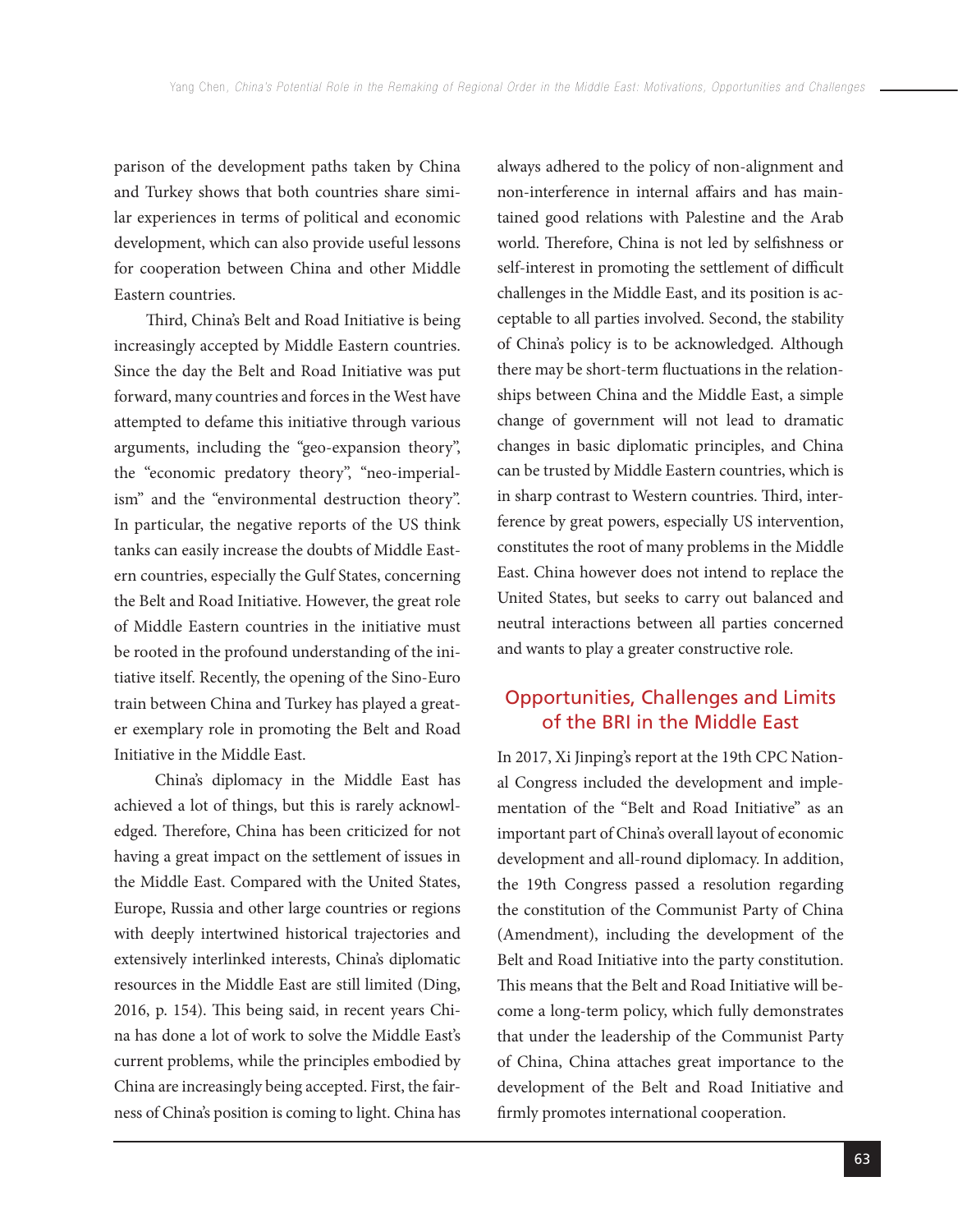parison of the development paths taken by China and Turkey shows that both countries share similar experiences in terms of political and economic development, which can also provide useful lessons for cooperation between China and other Middle Eastern countries.

Third, China's Belt and Road Initiative is being increasingly accepted by Middle Eastern countries. Since the day the Belt and Road Initiative was put forward, many countries and forces in the West have attempted to defame this initiative through various arguments, including the "geo-expansion theory", the "economic predatory theory", "neo-imperialism" and the "environmental destruction theory". In particular, the negative reports of the US think tanks can easily increase the doubts of Middle Eastern countries, especially the Gulf States, concerning the Belt and Road Initiative. However, the great role of Middle Eastern countries in the initiative must be rooted in the profound understanding of the initiative itself. Recently, the opening of the Sino-Euro train between China and Turkey has played a greater exemplary role in promoting the Belt and Road Initiative in the Middle East.

China's diplomacy in the Middle East has achieved a lot of things, but this is rarely acknowledged. Therefore, China has been criticized for not having a great impact on the settlement of issues in the Middle East. Compared with the United States, Europe, Russia and other large countries or regions with deeply intertwined historical trajectories and extensively interlinked interests, China's diplomatic resources in the Middle East are still limited (Ding, 2016, p. 154). This being said, in recent years China has done a lot of work to solve the Middle East's current problems, while the principles embodied by China are increasingly being accepted. First, the fairness of China's position is coming to light. China has always adhered to the policy of non-alignment and non-interference in internal affairs and has maintained good relations with Palestine and the Arab world. Therefore, China is not led by selfishness or self-interest in promoting the settlement of difficult challenges in the Middle East, and its position is acceptable to all parties involved. Second, the stability of China's policy is to be acknowledged. Although there may be short-term fluctuations in the relationships between China and the Middle East, a simple change of government will not lead to dramatic changes in basic diplomatic principles, and China can be trusted by Middle Eastern countries, which is in sharp contrast to Western countries. Third, interference by great powers, especially US intervention, constitutes the root of many problems in the Middle East. China however does not intend to replace the United States, but seeks to carry out balanced and neutral interactions between all parties concerned and wants to play a greater constructive role.

## Opportunities, Challenges and Limits of the BRI in the Middle East

In 2017, Xi Jinping's report at the 19th CPC National Congress included the development and implementation of the "Belt and Road Initiative" as an important part of China's overall layout of economic development and all-round diplomacy. In addition, the 19th Congress passed a resolution regarding the constitution of the Communist Party of China (Amendment), including the development of the Belt and Road Initiative into the party constitution. This means that the Belt and Road Initiative will become a long-term policy, which fully demonstrates that under the leadership of the Communist Party of China, China attaches great importance to the development of the Belt and Road Initiative and firmly promotes international cooperation.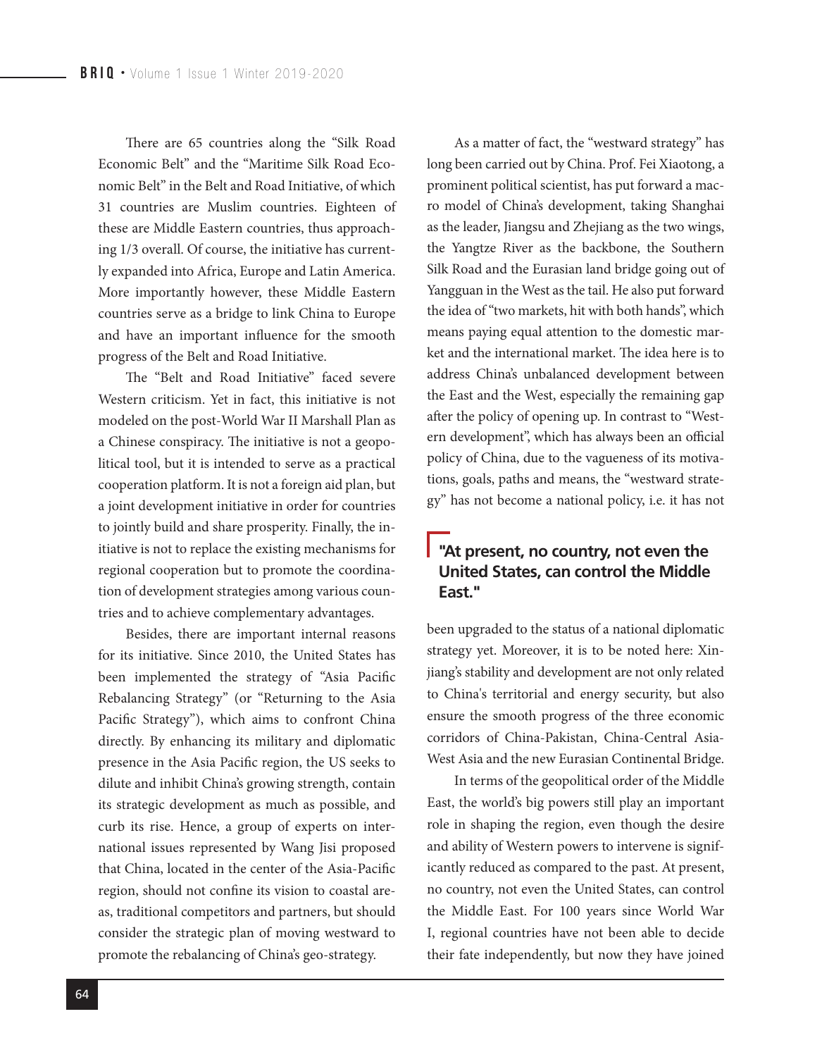There are 65 countries along the "Silk Road Economic Belt" and the "Maritime Silk Road Economic Belt" in the Belt and Road Initiative, of which 31 countries are Muslim countries. Eighteen of these are Middle Eastern countries, thus approaching 1/3 overall. Of course, the initiative has currently expanded into Africa, Europe and Latin America. More importantly however, these Middle Eastern countries serve as a bridge to link China to Europe and have an important influence for the smooth progress of the Belt and Road Initiative.

The "Belt and Road Initiative" faced severe Western criticism. Yet in fact, this initiative is not modeled on the post-World War II Marshall Plan as a Chinese conspiracy. The initiative is not a geopolitical tool, but it is intended to serve as a practical cooperation platform. It is not a foreign aid plan, but a joint development initiative in order for countries to jointly build and share prosperity. Finally, the initiative is not to replace the existing mechanisms for regional cooperation but to promote the coordination of development strategies among various countries and to achieve complementary advantages.

Besides, there are important internal reasons for its initiative. Since 2010, the United States has been implemented the strategy of "Asia Pacific Rebalancing Strategy" (or "Returning to the Asia Pacific Strategy"), which aims to confront China directly. By enhancing its military and diplomatic presence in the Asia Pacific region, the US seeks to dilute and inhibit China's growing strength, contain its strategic development as much as possible, and curb its rise. Hence, a group of experts on international issues represented by Wang Jisi proposed that China, located in the center of the Asia-Pacific region, should not confine its vision to coastal areas, traditional competitors and partners, but should consider the strategic plan of moving westward to promote the rebalancing of China's geo-strategy.

As a matter of fact, the "westward strategy" has long been carried out by China. Prof. Fei Xiaotong, a prominent political scientist, has put forward a macro model of China's development, taking Shanghai as the leader, Jiangsu and Zhejiang as the two wings, the Yangtze River as the backbone, the Southern Silk Road and the Eurasian land bridge going out of Yangguan in the West as the tail. He also put forward the idea of "two markets, hit with both hands", which means paying equal attention to the domestic market and the international market. The idea here is to address China's unbalanced development between the East and the West, especially the remaining gap after the policy of opening up. In contrast to "Western development", which has always been an official policy of China, due to the vagueness of its motivations, goals, paths and means, the "westward strategy" has not become a national policy, i.e. it has not been upgraded to the status of a national diplomatic strategy yet. Moreover, it is to be noted here: Xinjiang's stability and development are not only related to China's territorial and energy security, but also ensure the smooth progress of the three economic corridors of China-Pakistan, China-Central Asia-West Asia and the new Eurasian Continental Bridge.

> **"At present, no country, not even the United States, can control the Middle East."**

In terms of the geopolitical order of the Middle East, the world's big powers still play an important role in shaping the region, even though the desire and ability of Western powers to intervene is significantly reduced as compared to the past. At present, no country, not even the United States, can control the Middle East. For 100 years since World War I, regional countries have not been able to decide their fate independently, but now they have joined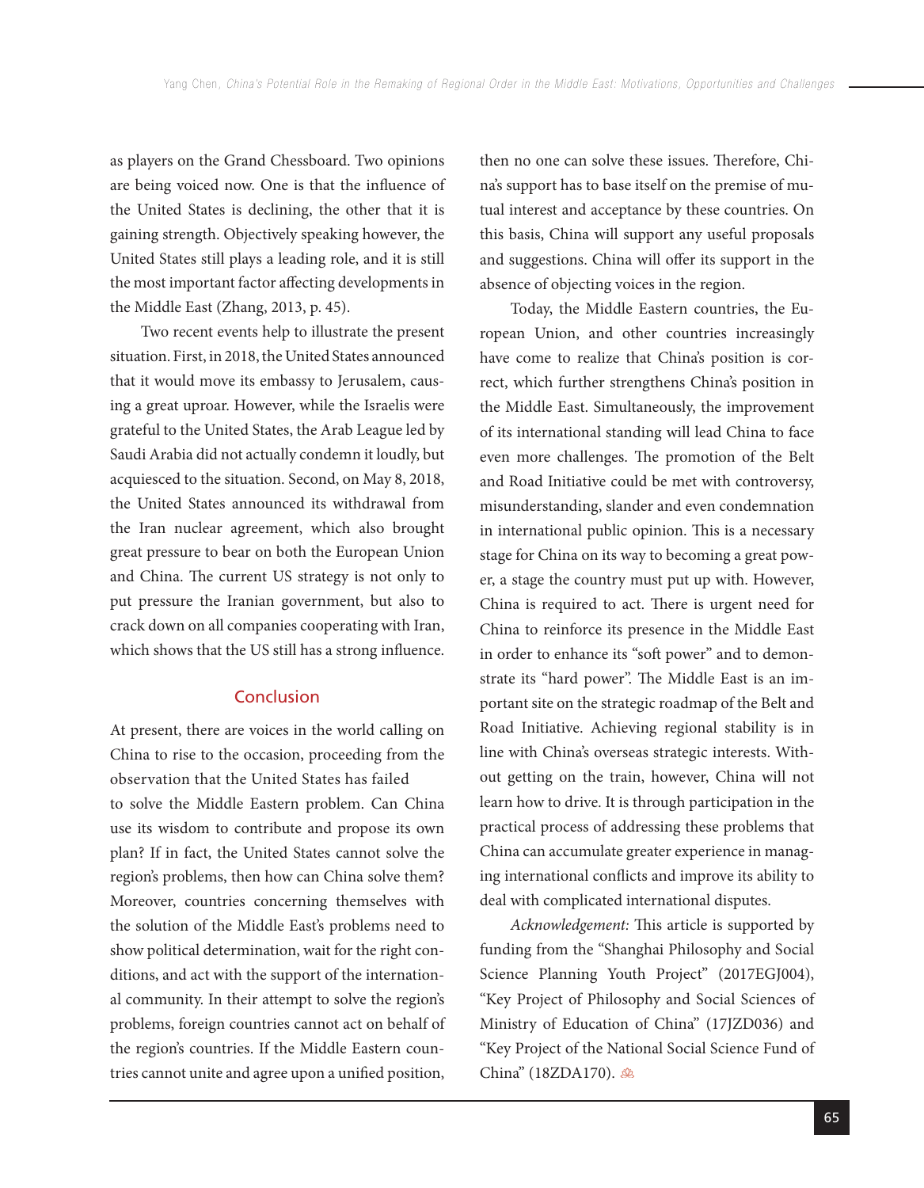as players on the Grand Chessboard. Two opinions are being voiced now. One is that the influence of the United States is declining, the other that it is gaining strength. Objectively speaking however, the United States still plays a leading role, and it is still the most important factor affecting developments in the Middle East (Zhang, 2013, p. 45).

Two recent events help to illustrate the present situation. First, in 2018, the United States announced that it would move its embassy to Jerusalem, causing a great uproar. However, while the Israelis were grateful to the United States, the Arab League led by Saudi Arabia did not actually condemn it loudly, but acquiesced to the situation. Second, on May 8, 2018, the United States announced its withdrawal from the Iran nuclear agreement, which also brought great pressure to bear on both the European Union and China. The current US strategy is not only to put pressure the Iranian government, but also to crack down on all companies cooperating with Iran, which shows that the US still has a strong influence.

## Conclusion

At present, there are voices in the world calling on China to rise to the occasion, proceeding from the observation that the United States has failed to solve the Middle Eastern problem. Can China use its wisdom to contribute and propose its own plan? If in fact, the United States cannot solve the region's problems, then how can China solve them? Moreover, countries concerning themselves with the solution of the Middle East's problems need to show political determination, wait for the right conditions, and act with the support of the international community. In their attempt to solve the region's problems, foreign countries cannot act on behalf of the region's countries. If the Middle Eastern countries cannot unite and agree upon a unified position, then no one can solve these issues. Therefore, China's support has to base itself on the premise of mutual interest and acceptance by these countries. On this basis, China will support any useful proposals and suggestions. China will offer its support in the absence of objecting voices in the region.

Today, the Middle Eastern countries, the European Union, and other countries increasingly have come to realize that China's position is correct, which further strengthens China's position in the Middle East. Simultaneously, the improvement of its international standing will lead China to face even more challenges. The promotion of the Belt and Road Initiative could be met with controversy, misunderstanding, slander and even condemnation in international public opinion. This is a necessary stage for China on its way to becoming a great power, a stage the country must put up with. However, China is required to act. There is urgent need for China to reinforce its presence in the Middle East in order to enhance its "soft power" and to demonstrate its "hard power". The Middle East is an important site on the strategic roadmap of the Belt and Road Initiative. Achieving regional stability is in line with China's overseas strategic interests. Without getting on the train, however, China will not learn how to drive. It is through participation in the practical process of addressing these problems that China can accumulate greater experience in managing international conflicts and improve its ability to deal with complicated international disputes.

*Acknowledgement:* This article is supported by funding from the "Shanghai Philosophy and Social Science Planning Youth Project" (2017EGJ004), "Key Project of Philosophy and Social Sciences of Ministry of Education of China" (17JZD036) and "Key Project of the National Social Science Fund of China" (18ZDA170).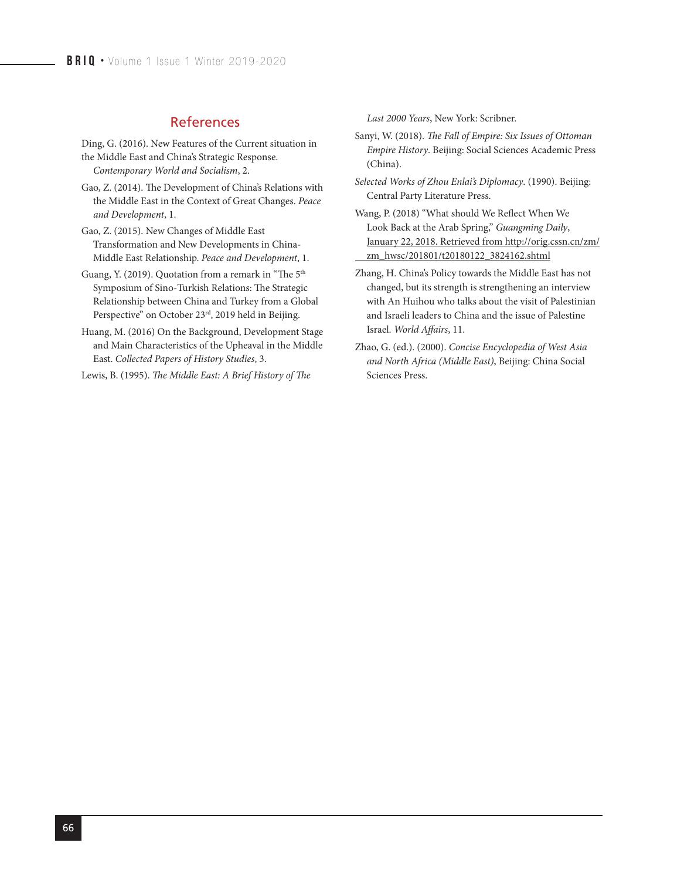## References

Ding, G. (2016). New Features of the Current situation in the Middle East and China's Strategic Response. *Contemporary World and Socialism*, 2.

Gao, Z. (2014). The Development of China's Relations with the Middle East in the Context of Great Changes. *Peace and Development*, 1.

Gao, Z. (2015). New Changes of Middle East Transformation and New Developments in China-Middle East Relationship. *Peace and Development*, 1.

Guang, Y. (2019). Quotation from a remark in "The 5th Symposium of Sino-Turkish Relations: The Strategic Relationship between China and Turkey from a Global Perspective" on October 23rd, 2019 held in Beijing.

Huang, M. (2016) On the Background, Development Stage and Main Characteristics of the Upheaval in the Middle East. *Collected Papers of History Studies*, 3.

Lewis, B. (1995). *The Middle East: A Brief History of The Last 2000 Years*, New York: Scribner.

Sanyi, W. (2018). *The Fall of Empire: Six Issues of Ottoman Empire History*. Beijing: Social Sciences Academic Press (China).

*Selected Works of Zhou Enlai's Diplomacy*. (1990). Beijing: Central Party Literature Press.

Wang, P. (2018) "What should We Reflect When We Look Back at the Arab Spring," *Guangming Daily*, January 22, 2018. Retrieved from http://orig.cssn.cn/zm/zm_hwsc/201801/t20180122_3824162.shtml

Zhang, H. China's Policy towards the Middle East has not changed, but its strength is strengthening an interview with An Huihou who talks about the visit of Palestinian and Israeli leaders to China and the issue of Palestine Israel. *World Affairs*, 11.

Zhao, G. (ed.). (2000). *Concise Encyclopedia of West Asia and North Africa (Middle East)*, Beijing: China Social Sciences Press.